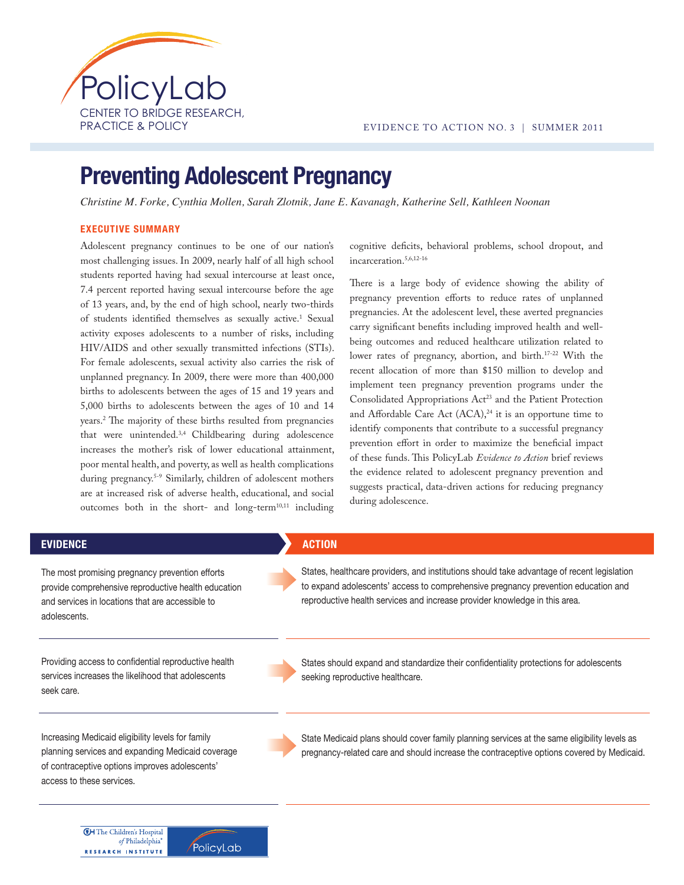# Preventing Adolescent Pregnancy

*Christine M. Forke, Cynthia Mollen, Sarah Zlotnik, Jane E. Kavanagh, Katherine Sell, Kathleen Noonan*

## EXECUTIVE SUMMARY

Adolescent pregnancy continues to be one of our nation's most challenging issues. In 2009, nearly half of all high school students reported having had sexual intercourse at least once, 7.4 percent reported having sexual intercourse before the age of 13 years, and, by the end of high school, nearly two-thirds of students identified themselves as sexually active.[1] Sexual activity exposes adolescents to a number of risks, including HIV/AIDS and other sexually transmitted infections (STIs). For female adolescents, sexual activity also carries the risk of unplanned pregnancy. In 2009, there were more than 400,000 births to adolescents between the ages of 15 and 19 years and 5,000 births to adolescents between the ages of 10 and 14 years.[2] The majority of these births resulted from pregnancies that were unintended.[3,4] Childbearing during adolescence increases the mother's risk of lower educational attainment, poor mental health, and poverty, as well as health complications during pregnancy.[5-9] Similarly, children of adolescent mothers are at increased risk of adverse health, educational, and social outcomes both in the short- and long-term[10,11] including cognitive deficits, behavioral problems, school dropout, and incarceration.[5,6,12-16]

There is a large body of evidence showing the ability of pregnancy prevention efforts to reduce rates of unplanned pregnancies. At the adolescent level, these averted pregnancies carry significant benefits including improved health and well-being outcomes and reduced healthcare utilization related to lower rates of pregnancy, abortion, and birth.[17-22] With the recent allocation of more than $150 million to develop and implement teen pregnancy prevention programs under the Consolidated Appropriations Act[23] and the Patient Protection and Affordable Care Act (ACA),[24] it is an opportune time to identify components that contribute to a successful pregnancy prevention effort in order to maximize the beneficial impact of these funds. This PolicyLab *Evidence to Action* brief reviews the evidence related to adolescent pregnancy prevention and suggests practical, data-driven actions for reducing pregnancy during adolescence.

| EVIDENCE | ACTION |
| --- | --- |
| The most promising pregnancy prevention efforts provide comprehensive reproductive health education and services in locations that are accessible to adolescents. | States, healthcare providers, and institutions should take advantage of recent legislation to expand adolescents' access to comprehensive pregnancy prevention education and reproductive health services and increase provider knowledge in this area. |
| Providing access to confidential reproductive health services increases the likelihood that adolescents seek care. | States should expand and standardize their confidentiality protections for adolescents seeking reproductive healthcare. |
| Increasing Medicaid eligibility levels for family planning services and expanding Medicaid coverage of contraceptive options improves adolescents' access to these services. | State Medicaid plans should cover family planning services at the same eligibility levels as pregnancy-related care and should increase the contraceptive options covered by Medicaid. |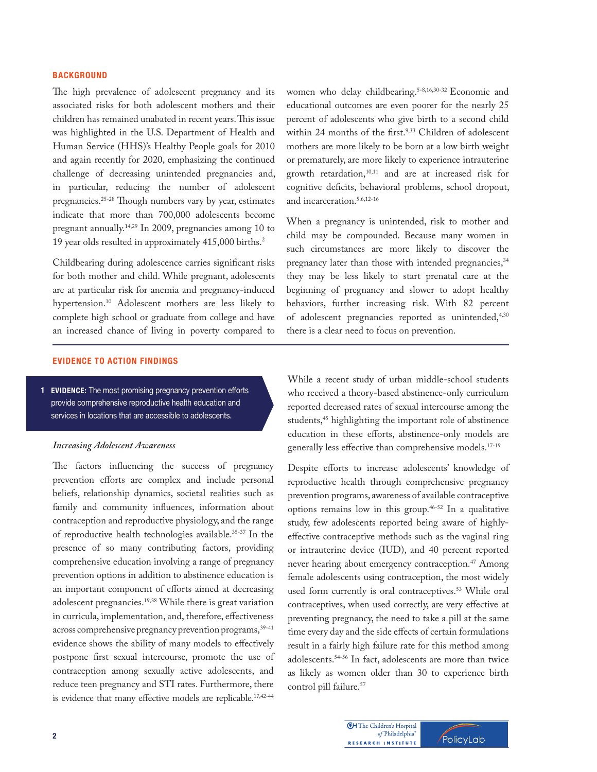## BACKGROUND

The high prevalence of adolescent pregnancy and its associated risks for both adolescent mothers and their children has remained unabated in recent years. This issue was highlighted in the U.S. Department of Health and Human Service (HHS)'s Healthy People goals for 2010 and again recently for 2020, emphasizing the continued challenge of decreasing unintended pregnancies and, in particular, reducing the number of adolescent pregnancies.[25-28] Though numbers vary by year, estimates indicate that more than 700,000 adolescents become pregnant annually.[14,29] In 2009, pregnancies among 10 to 19 year olds resulted in approximately 415,000 births.[2]

Childbearing during adolescence carries significant risks for both mother and child. While pregnant, adolescents are at particular risk for anemia and pregnancy-induced hypertension.[10] Adolescent mothers are less likely to complete high school or graduate from college and have an increased chance of living in poverty compared to women who delay childbearing.[5-8,16,30-32] Economic and educational outcomes are even poorer for the nearly 25 percent of adolescents who give birth to a second child within 24 months of the first.[9,33] Children of adolescent mothers are more likely to be born at a low birth weight or prematurely, are more likely to experience intrauterine growth retardation,[10,11] and are at increased risk for cognitive deficits, behavioral problems, school dropout, and incarceration.[5,6,12-16]

When a pregnancy is unintended, risk to mother and child may be compounded. Because many women in such circumstances are more likely to discover their pregnancy later than those with intended pregnancies,[34] they may be less likely to start prenatal care at the beginning of pregnancy and slower to adopt healthy behaviors, further increasing risk. With 82 percent of adolescent pregnancies reported as unintended,[4,30] there is a clear need to focus on prevention.

## EVIDENCE TO ACTION FINDINGS

**1 EVIDENCE:** The most promising pregnancy prevention efforts provide comprehensive reproductive health education and services in locations that are accessible to adolescents.

### *Increasing Adolescent Awareness*

The factors influencing the success of pregnancy prevention efforts are complex and include personal beliefs, relationship dynamics, societal realities such as family and community influences, information about contraception and reproductive physiology, and the range of reproductive health technologies available.[35-37] In the presence of so many contributing factors, providing comprehensive education involving a range of pregnancy prevention options in addition to abstinence education is an important component of efforts aimed at decreasing adolescent pregnancies.[19,38] While there is great variation in curricula, implementation, and, therefore, effectiveness across comprehensive pregnancy prevention programs,[39-41] evidence shows the ability of many models to effectively postpone first sexual intercourse, promote the use of contraception among sexually active adolescents, and reduce teen pregnancy and STI rates. Furthermore, there is evidence that many effective models are replicable.[17,42-44]

While a recent study of urban middle-school students who received a theory-based abstinence-only curriculum reported decreased rates of sexual intercourse among the students,[45] highlighting the important role of abstinence education in these efforts, abstinence-only models are generally less effective than comprehensive models.[17-19]

Despite efforts to increase adolescents' knowledge of reproductive health through comprehensive pregnancy prevention programs, awareness of available contraceptive options remains low in this group.[46-52] In a qualitative study, few adolescents reported being aware of highly-effective contraceptive methods such as the vaginal ring or intrauterine device (IUD), and 40 percent reported never hearing about emergency contraception.[47] Among female adolescents using contraception, the most widely used form currently is oral contraceptives.[53] While oral contraceptives, when used correctly, are very effective at preventing pregnancy, the need to take a pill at the same time every day and the side effects of certain formulations result in a fairly high failure rate for this method among adolescents.[54-56] In fact, adolescents are more than twice as likely as women older than 30 to experience birth control pill failure.[57]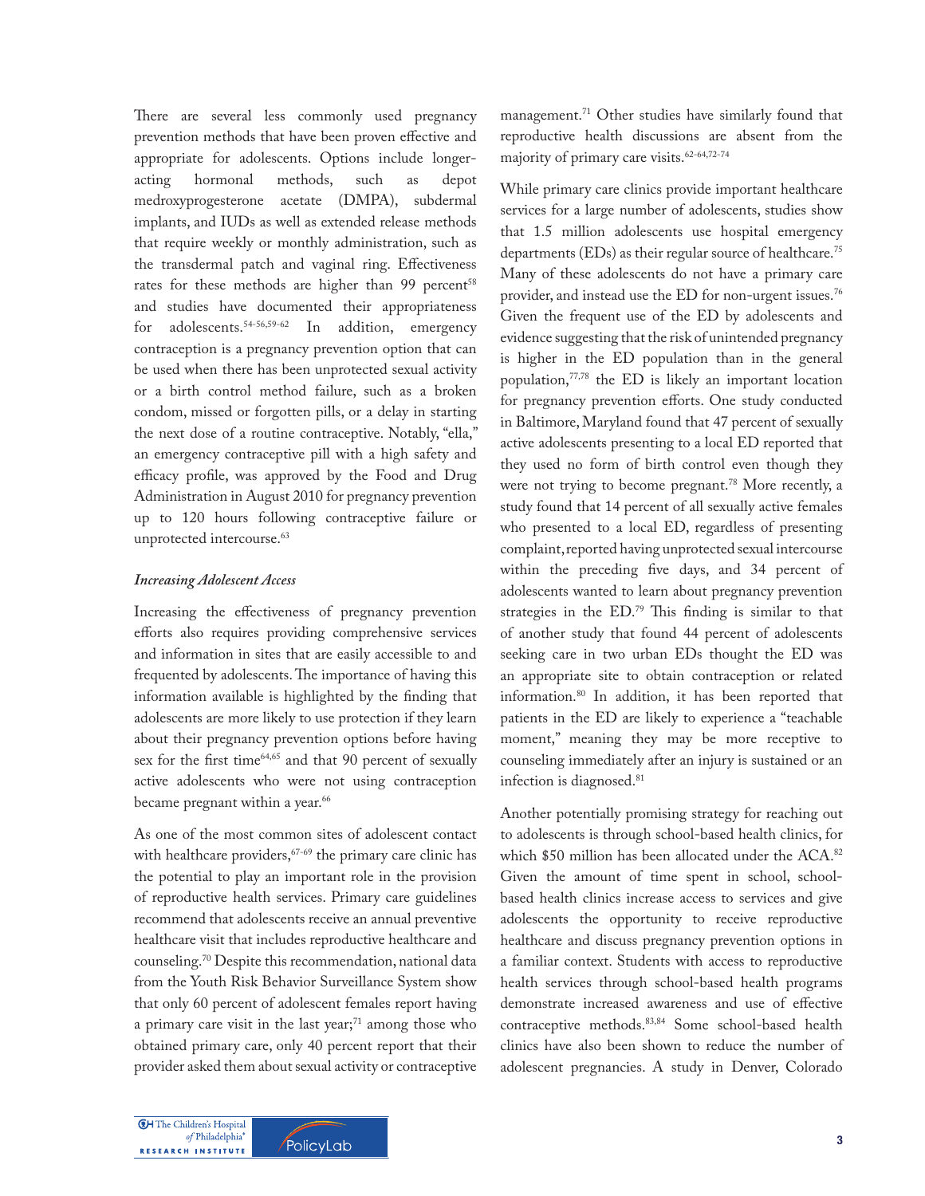There are several less commonly used pregnancy prevention methods that have been proven effective and appropriate for adolescents. Options include longer-acting hormonal methods, such as depot medroxyprogesterone acetate (DMPA), subdermal implants, and IUDs as well as extended release methods that require weekly or monthly administration, such as the transdermal patch and vaginal ring. Effectiveness rates for these methods are higher than 99 percent[58] and studies have documented their appropriateness for adolescents.[54-56,59-62] In addition, emergency contraception is a pregnancy prevention option that can be used when there has been unprotected sexual activity or a birth control method failure, such as a broken condom, missed or forgotten pills, or a delay in starting the next dose of a routine contraceptive. Notably, "ella," an emergency contraceptive pill with a high safety and efficacy profile, was approved by the Food and Drug Administration in August 2010 for pregnancy prevention up to 120 hours following contraceptive failure or unprotected intercourse.[63]

*Increasing Adolescent Access*

Increasing the effectiveness of pregnancy prevention efforts also requires providing comprehensive services and information in sites that are easily accessible to and frequented by adolescents. The importance of having this information available is highlighted by the finding that adolescents are more likely to use protection if they learn about their pregnancy prevention options before having sex for the first time[64,65] and that 90 percent of sexually active adolescents who were not using contraception became pregnant within a year.[66]

As one of the most common sites of adolescent contact with healthcare providers,[67-69] the primary care clinic has the potential to play an important role in the provision of reproductive health services. Primary care guidelines recommend that adolescents receive an annual preventive healthcare visit that includes reproductive healthcare and counseling.[70] Despite this recommendation, national data from the Youth Risk Behavior Surveillance System show that only 60 percent of adolescent females report having a primary care visit in the last year;[71] among those who obtained primary care, only 40 percent report that their provider asked them about sexual activity or contraceptive management.[71] Other studies have similarly found that reproductive health discussions are absent from the majority of primary care visits.[62-64,72-74]

While primary care clinics provide important healthcare services for a large number of adolescents, studies show that 1.5 million adolescents use hospital emergency departments (EDs) as their regular source of healthcare.[75] Many of these adolescents do not have a primary care provider, and instead use the ED for non-urgent issues.[76] Given the frequent use of the ED by adolescents and evidence suggesting that the risk of unintended pregnancy is higher in the ED population than in the general population,[77,78] the ED is likely an important location for pregnancy prevention efforts. One study conducted in Baltimore, Maryland found that 47 percent of sexually active adolescents presenting to a local ED reported that they used no form of birth control even though they were not trying to become pregnant.[78] More recently, a study found that 14 percent of all sexually active females who presented to a local ED, regardless of presenting complaint, reported having unprotected sexual intercourse within the preceding five days, and 34 percent of adolescents wanted to learn about pregnancy prevention strategies in the ED.[79] This finding is similar to that of another study that found 44 percent of adolescents seeking care in two urban EDs thought the ED was an appropriate site to obtain contraception or related information.[80] In addition, it has been reported that patients in the ED are likely to experience a "teachable moment," meaning they may be more receptive to counseling immediately after an injury is sustained or an infection is diagnosed.[81]

Another potentially promising strategy for reaching out to adolescents is through school-based health clinics, for which $50 million has been allocated under the ACA.[82] Given the amount of time spent in school, school-based health clinics increase access to services and give adolescents the opportunity to receive reproductive healthcare and discuss pregnancy prevention options in a familiar context. Students with access to reproductive health services through school-based health programs demonstrate increased awareness and use of effective contraceptive methods.[83,84] Some school-based health clinics have also been shown to reduce the number of adolescent pregnancies. A study in Denver, Colorado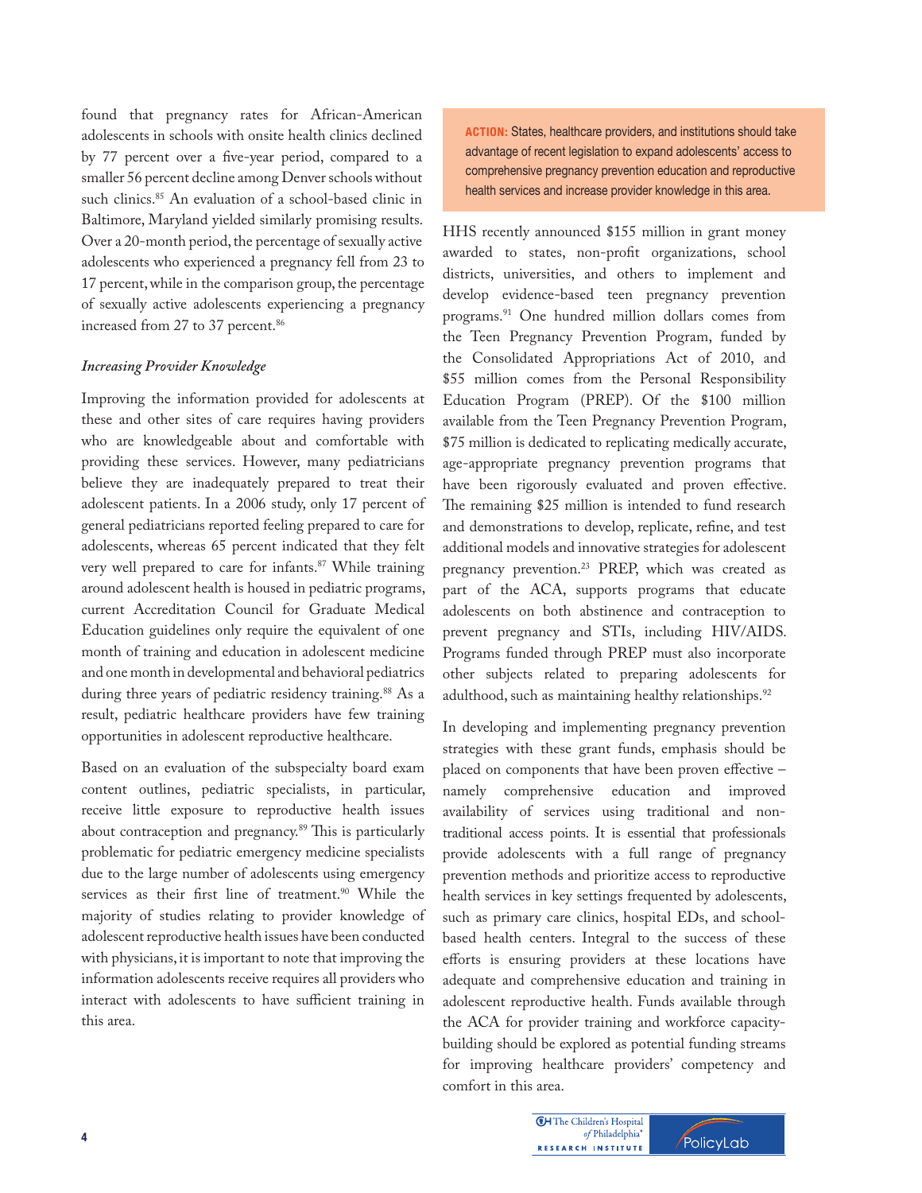found that pregnancy rates for African-American adolescents in schools with onsite health clinics declined by 77 percent over a five-year period, compared to a smaller 56 percent decline among Denver schools without such clinics.[85] An evaluation of a school-based clinic in Baltimore, Maryland yielded similarly promising results. Over a 20-month period, the percentage of sexually active adolescents who experienced a pregnancy fell from 23 to 17 percent, while in the comparison group, the percentage of sexually active adolescents experiencing a pregnancy increased from 27 to 37 percent.[86]

### *Increasing Provider Knowledge*

Improving the information provided for adolescents at these and other sites of care requires having providers who are knowledgeable about and comfortable with providing these services. However, many pediatricians believe they are inadequately prepared to treat their adolescent patients. In a 2006 study, only 17 percent of general pediatricians reported feeling prepared to care for adolescents, whereas 65 percent indicated that they felt very well prepared to care for infants.[87] While training around adolescent health is housed in pediatric programs, current Accreditation Council for Graduate Medical Education guidelines only require the equivalent of one month of training and education in adolescent medicine and one month in developmental and behavioral pediatrics during three years of pediatric residency training.[88] As a result, pediatric healthcare providers have few training opportunities in adolescent reproductive healthcare.

Based on an evaluation of the subspecialty board exam content outlines, pediatric specialists, in particular, receive little exposure to reproductive health issues about contraception and pregnancy.[89] This is particularly problematic for pediatric emergency medicine specialists due to the large number of adolescents using emergency services as their first line of treatment.[90] While the majority of studies relating to provider knowledge of adolescent reproductive health issues have been conducted with physicians, it is important to note that improving the information adolescents receive requires all providers who interact with adolescents to have sufficient training in this area.

**ACTION:** States, healthcare providers, and institutions should take advantage of recent legislation to expand adolescents' access to comprehensive pregnancy prevention education and reproductive health services and increase provider knowledge in this area.

HHS recently announced $155 million in grant money awarded to states, non-profit organizations, school districts, universities, and others to implement and develop evidence-based teen pregnancy prevention programs.[91] One hundred million dollars comes from the Teen Pregnancy Prevention Program, funded by the Consolidated Appropriations Act of 2010, and $55 million comes from the Personal Responsibility Education Program (PREP). Of the $100 million available from the Teen Pregnancy Prevention Program, $75 million is dedicated to replicating medically accurate, age-appropriate pregnancy prevention programs that have been rigorously evaluated and proven effective. The remaining $25 million is intended to fund research and demonstrations to develop, replicate, refine, and test additional models and innovative strategies for adolescent pregnancy prevention.[23] PREP, which was created as part of the ACA, supports programs that educate adolescents on both abstinence and contraception to prevent pregnancy and STIs, including HIV/AIDS. Programs funded through PREP must also incorporate other subjects related to preparing adolescents for adulthood, such as maintaining healthy relationships.[92]

In developing and implementing pregnancy prevention strategies with these grant funds, emphasis should be placed on components that have been proven effective – namely comprehensive education and improved availability of services using traditional and non-traditional access points. It is essential that professionals provide adolescents with a full range of pregnancy prevention methods and prioritize access to reproductive health services in key settings frequented by adolescents, such as primary care clinics, hospital EDs, and school-based health centers. Integral to the success of these efforts is ensuring providers at these locations have adequate and comprehensive education and training in adolescent reproductive health. Funds available through the ACA for provider training and workforce capacity-building should be explored as potential funding streams for improving healthcare providers' competency and comfort in this area.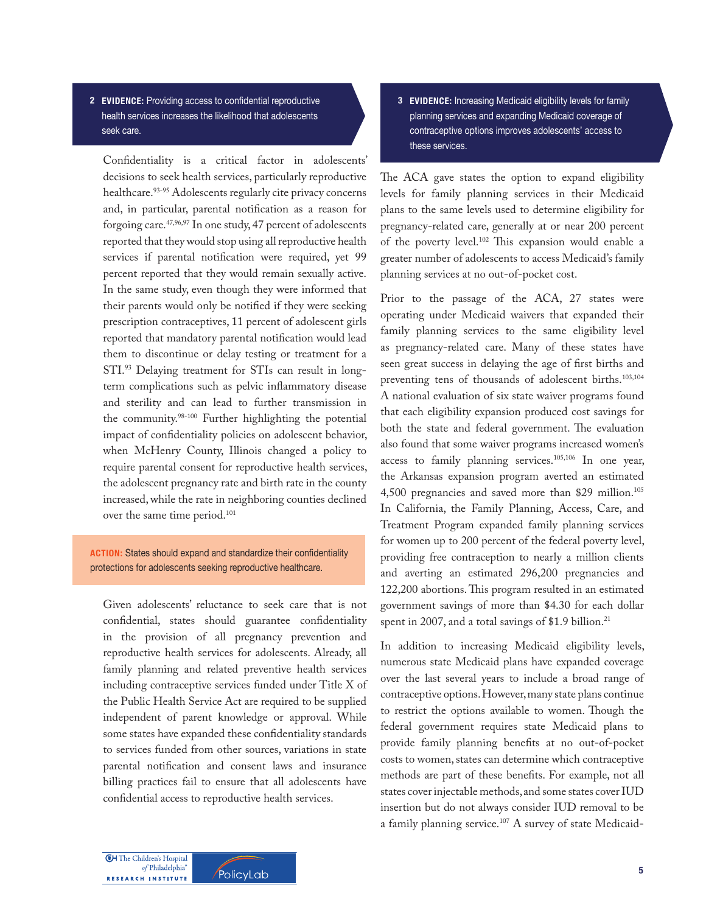**2 EVIDENCE:** Providing access to confidential reproductive health services increases the likelihood that adolescents seek care.

Confidentiality is a critical factor in adolescents' decisions to seek health services, particularly reproductive healthcare.[93-95] Adolescents regularly cite privacy concerns and, in particular, parental notification as a reason for forgoing care.[47,96,97] In one study, 47 percent of adolescents reported that they would stop using all reproductive health services if parental notification were required, yet 99 percent reported that they would remain sexually active. In the same study, even though they were informed that their parents would only be notified if they were seeking prescription contraceptives, 11 percent of adolescent girls reported that mandatory parental notification would lead them to discontinue or delay testing or treatment for a STI.[93] Delaying treatment for STIs can result in long-term complications such as pelvic inflammatory disease and sterility and can lead to further transmission in the community.[98-100] Further highlighting the potential impact of confidentiality policies on adolescent behavior, when McHenry County, Illinois changed a policy to require parental consent for reproductive health services, the adolescent pregnancy rate and birth rate in the county increased, while the rate in neighboring counties declined over the same time period.[101]

**ACTION:** States should expand and standardize their confidentiality protections for adolescents seeking reproductive healthcare.

Given adolescents' reluctance to seek care that is not confidential, states should guarantee confidentiality in the provision of all pregnancy prevention and reproductive health services for adolescents. Already, all family planning and related preventive health services including contraceptive services funded under Title X of the Public Health Service Act are required to be supplied independent of parent knowledge or approval. While some states have expanded these confidentiality standards to services funded from other sources, variations in state parental notification and consent laws and insurance billing practices fail to ensure that all adolescents have confidential access to reproductive health services.

**3 EVIDENCE:** Increasing Medicaid eligibility levels for family planning services and expanding Medicaid coverage of contraceptive options improves adolescents' access to these services.

The ACA gave states the option to expand eligibility levels for family planning services in their Medicaid plans to the same levels used to determine eligibility for pregnancy-related care, generally at or near 200 percent of the poverty level.[102] This expansion would enable a greater number of adolescents to access Medicaid's family planning services at no out-of-pocket cost.

Prior to the passage of the ACA, 27 states were operating under Medicaid waivers that expanded their family planning services to the same eligibility level as pregnancy-related care. Many of these states have seen great success in delaying the age of first births and preventing tens of thousands of adolescent births.[103,104] A national evaluation of six state waiver programs found that each eligibility expansion produced cost savings for both the state and federal government. The evaluation also found that some waiver programs increased women's access to family planning services.[105,106] In one year, the Arkansas expansion program averted an estimated 4,500 pregnancies and saved more than $29 million.[105] In California, the Family Planning, Access, Care, and Treatment Program expanded family planning services for women up to 200 percent of the federal poverty level, providing free contraception to nearly a million clients and averting an estimated 296,200 pregnancies and 122,200 abortions. This program resulted in an estimated government savings of more than $4.30 for each dollar spent in 2007, and a total savings of $1.9 billion.[21]

In addition to increasing Medicaid eligibility levels, numerous state Medicaid plans have expanded coverage over the last several years to include a broad range of contraceptive options. However, many state plans continue to restrict the options available to women. Though the federal government requires state Medicaid plans to provide family planning benefits at no out-of-pocket costs to women, states can determine which contraceptive methods are part of these benefits. For example, not all states cover injectable methods, and some states cover IUD insertion but do not always consider IUD removal to be a family planning service.[107] A survey of state Medicaid-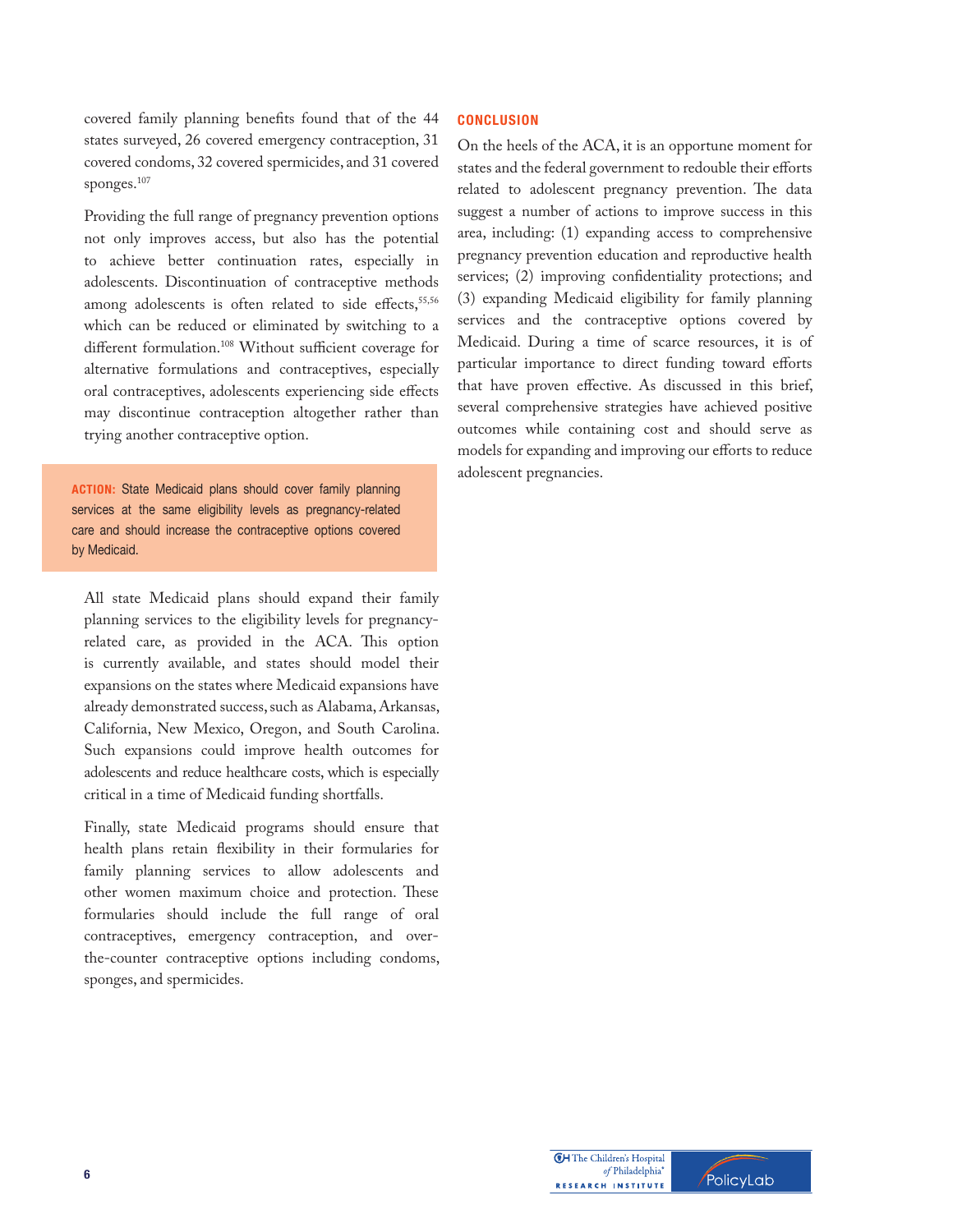covered family planning benefits found that of the 44 states surveyed, 26 covered emergency contraception, 31 covered condoms, 32 covered spermicides, and 31 covered sponges.[107]

Providing the full range of pregnancy prevention options not only improves access, but also has the potential to achieve better continuation rates, especially in adolescents. Discontinuation of contraceptive methods among adolescents is often related to side effects,[55,56] which can be reduced or eliminated by switching to a different formulation.[108] Without sufficient coverage for alternative formulations and contraceptives, especially oral contraceptives, adolescents experiencing side effects may discontinue contraception altogether rather than trying another contraceptive option.

> **ACTION:** State Medicaid plans should cover family planning services at the same eligibility levels as pregnancy-related care and should increase the contraceptive options covered by Medicaid.

All state Medicaid plans should expand their family planning services to the eligibility levels for pregnancy-related care, as provided in the ACA. This option is currently available, and states should model their expansions on the states where Medicaid expansions have already demonstrated success, such as Alabama, Arkansas, California, New Mexico, Oregon, and South Carolina. Such expansions could improve health outcomes for adolescents and reduce healthcare costs, which is especially critical in a time of Medicaid funding shortfalls.

Finally, state Medicaid programs should ensure that health plans retain flexibility in their formularies for family planning services to allow adolescents and other women maximum choice and protection. These formularies should include the full range of oral contraceptives, emergency contraception, and over-the-counter contraceptive options including condoms, sponges, and spermicides.

## CONCLUSION

On the heels of the ACA, it is an opportune moment for states and the federal government to redouble their efforts related to adolescent pregnancy prevention. The data suggest a number of actions to improve success in this area, including: (1) expanding access to comprehensive pregnancy prevention education and reproductive health services; (2) improving confidentiality protections; and (3) expanding Medicaid eligibility for family planning services and the contraceptive options covered by Medicaid. During a time of scarce resources, it is of particular importance to direct funding toward efforts that have proven effective. As discussed in this brief, several comprehensive strategies have achieved positive outcomes while containing cost and should serve as models for expanding and improving our efforts to reduce adolescent pregnancies.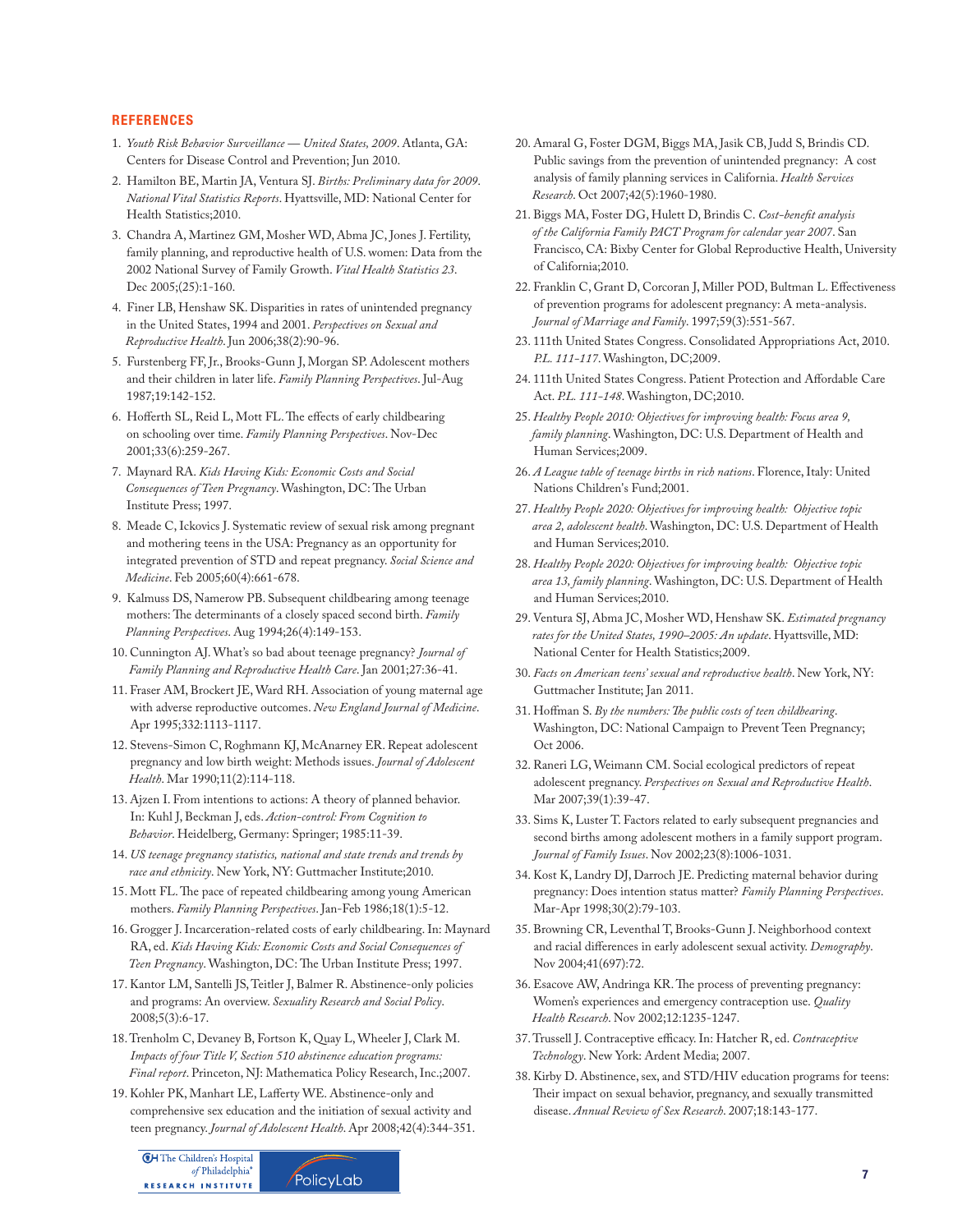## REFERENCES

1. *Youth Risk Behavior Surveillance — United States, 2009*. Atlanta, GA: Centers for Disease Control and Prevention; Jun 2010.
2. Hamilton BE, Martin JA, Ventura SJ. *Births: Preliminary data for 2009. National Vital Statistics Reports*. Hyattsville, MD: National Center for Health Statistics;2010.
3. Chandra A, Martinez GM, Mosher WD, Abma JC, Jones J. Fertility, family planning, and reproductive health of U.S. women: Data from the 2002 National Survey of Family Growth. *Vital Health Statistics 23*. Dec 2005;(25):1-160.
4. Finer LB, Henshaw SK. Disparities in rates of unintended pregnancy in the United States, 1994 and 2001. *Perspectives on Sexual and Reproductive Health*. Jun 2006;38(2):90-96.
5. Furstenberg FF, Jr., Brooks-Gunn J, Morgan SP. Adolescent mothers and their children in later life. *Family Planning Perspectives*. Jul-Aug 1987;19:142-152.
6. Hofferth SL, Reid L, Mott FL. The effects of early childbearing on schooling over time. *Family Planning Perspectives*. Nov-Dec 2001;33(6):259-267.
7. Maynard RA. *Kids Having Kids: Economic Costs and Social Consequences of Teen Pregnancy*. Washington, DC: The Urban Institute Press; 1997.
8. Meade C, Ickovics J. Systematic review of sexual risk among pregnant and mothering teens in the USA: Pregnancy as an opportunity for integrated prevention of STD and repeat pregnancy. *Social Science and Medicine*. Feb 2005;60(4):661-678.
9. Kalmuss DS, Namerow PB. Subsequent childbearing among teenage mothers: The determinants of a closely spaced second birth. *Family Planning Perspectives*. Aug 1994;26(4):149-153.
10. Cunnington AJ. What's so bad about teenage pregnancy? *Journal of Family Planning and Reproductive Health Care*. Jan 2001;27:36-41.
11. Fraser AM, Brockert JE, Ward RH. Association of young maternal age with adverse reproductive outcomes. *New England Journal of Medicine*. Apr 1995;332:1113-1117.
12. Stevens-Simon C, Roghmann KJ, McAnarney ER. Repeat adolescent pregnancy and low birth weight: Methods issues. *Journal of Adolescent Health*. Mar 1990;11(2):114-118.
13. Ajzen I. From intentions to actions: A theory of planned behavior. In: Kuhl J, Beckman J, eds. *Action-control: From Cognition to Behavior*. Heidelberg, Germany: Springer; 1985:11-39.
14. *US teenage pregnancy statistics, national and state trends and trends by race and ethnicity*. New York, NY: Guttmacher Institute;2010.
15. Mott FL. The pace of repeated childbearing among young American mothers. *Family Planning Perspectives*. Jan-Feb 1986;18(1):5-12.
16. Grogger J. Incarceration-related costs of early childbearing. In: Maynard RA, ed. *Kids Having Kids: Economic Costs and Social Consequences of Teen Pregnancy*. Washington, DC: The Urban Institute Press; 1997.
17. Kantor LM, Santelli JS, Teitler J, Balmer R. Abstinence-only policies and programs: An overview. *Sexuality Research and Social Policy*. 2008;5(3):6-17.
18. Trenholm C, Devaney B, Fortson K, Quay L, Wheeler J, Clark M. *Impacts of four Title V, Section 510 abstinence education programs: Final report*. Princeton, NJ: Mathematica Policy Research, Inc.;2007.
19. Kohler PK, Manhart LE, Lafferty WE. Abstinence-only and comprehensive sex education and the initiation of sexual activity and teen pregnancy. *Journal of Adolescent Health*. Apr 2008;42(4):344-351.
20. Amaral G, Foster DGM, Biggs MA, Jasik CB, Judd S, Brindis CD. Public savings from the prevention of unintended pregnancy: A cost analysis of family planning services in California. *Health Services Research*. Oct 2007;42(5):1960-1980.
21. Biggs MA, Foster DG, Hulett D, Brindis C. *Cost-benefit analysis of the California Family PACT Program for calendar year 2007*. San Francisco, CA: Bixby Center for Global Reproductive Health, University of California;2010.
22. Franklin C, Grant D, Corcoran J, Miller POD, Bultman L. Effectiveness of prevention programs for adolescent pregnancy: A meta-analysis. *Journal of Marriage and Family*. 1997;59(3):551-567.
23. 111th United States Congress. Consolidated Appropriations Act, 2010. *P.L. 111-117*. Washington, DC;2009.
24. 111th United States Congress. Patient Protection and Affordable Care Act. *P.L. 111-148*. Washington, DC;2010.
25. *Healthy People 2010: Objectives for improving health: Focus area 9, family planning*. Washington, DC: U.S. Department of Health and Human Services;2009.
26. *A League table of teenage births in rich nations*. Florence, Italy: United Nations Children's Fund;2001.
27. *Healthy People 2020: Objectives for improving health: Objective topic area 2, adolescent health*. Washington, DC: U.S. Department of Health and Human Services;2010.
28. *Healthy People 2020: Objectives for improving health: Objective topic area 13, family planning*. Washington, DC: U.S. Department of Health and Human Services;2010.
29. Ventura SJ, Abma JC, Mosher WD, Henshaw SK. *Estimated pregnancy rates for the United States, 1990–2005: An update*. Hyattsville, MD: National Center for Health Statistics;2009.
30. *Facts on American teens' sexual and reproductive health*. New York, NY: Guttmacher Institute; Jan 2011.
31. Hoffman S. *By the numbers: The public costs of teen childbearing*. Washington, DC: National Campaign to Prevent Teen Pregnancy; Oct 2006.
32. Raneri LG, Weimann CM. Social ecological predictors of repeat adolescent pregnancy. *Perspectives on Sexual and Reproductive Health*. Mar 2007;39(1):39-47.
33. Sims K, Luster T. Factors related to early subsequent pregnancies and second births among adolescent mothers in a family support program. *Journal of Family Issues*. Nov 2002;23(8):1006-1031.
34. Kost K, Landry DJ, Darroch JE. Predicting maternal behavior during pregnancy: Does intention status matter? *Family Planning Perspectives*. Mar-Apr 1998;30(2):79-103.
35. Browning CR, Leventhal T, Brooks-Gunn J. Neighborhood context and racial differences in early adolescent sexual activity. *Demography*. Nov 2004;41(697):72.
36. Esacove AW, Andringa KR. The process of preventing pregnancy: Women's experiences and emergency contraception use. *Quality Health Research*. Nov 2002;12:1235-1247.
37. Trussell J. Contraceptive efficacy. In: Hatcher R, ed. *Contraceptive Technology*. New York: Ardent Media; 2007.
38. Kirby D. Abstinence, sex, and STD/HIV education programs for teens: Their impact on sexual behavior, pregnancy, and sexually transmitted disease. *Annual Review of Sex Research*. 2007;18:143-177.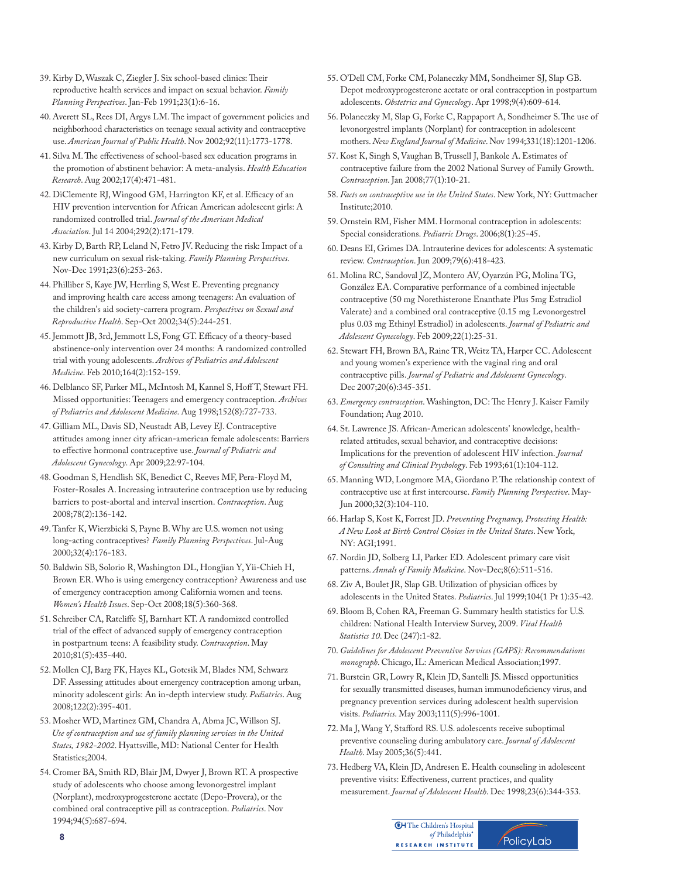39. Kirby D, Waszak C, Ziegler J. Six school-based clinics: Their reproductive health services and impact on sexual behavior. *Family Planning Perspectives*. Jan-Feb 1991;23(1):6-16.

40. Averett SL, Rees DI, Argys LM. The impact of government policies and neighborhood characteristics on teenage sexual activity and contraceptive use. *American Journal of Public Health*. Nov 2002;92(11):1773-1778.

41. Silva M. The effectiveness of school-based sex education programs in the promotion of abstinent behavior: A meta-analysis. *Health Education Research*. Aug 2002;17(4):471-481.

42. DiClemente RJ, Wingood GM, Harrington KF, et al. Efficacy of an HIV prevention intervention for African American adolescent girls: A randomized controlled trial. *Journal of the American Medical Association*. Jul 14 2004;292(2):171-179.

43. Kirby D, Barth RP, Leland N, Fetro JV. Reducing the risk: Impact of a new curriculum on sexual risk-taking. *Family Planning Perspectives*. Nov-Dec 1991;23(6):253-263.

44. Philliber S, Kaye JW, Herrling S, West E. Preventing pregnancy and improving health care access among teenagers: An evaluation of the children's aid society-carrera program. *Perspectives on Sexual and Reproductive Health*. Sep-Oct 2002;34(5):244-251.

45. Jemmott JB, 3rd, Jemmott LS, Fong GT. Efficacy of a theory-based abstinence-only intervention over 24 months: A randomized controlled trial with young adolescents. *Archives of Pediatrics and Adolescent Medicine*. Feb 2010;164(2):152-159.

46. Delblanco SF, Parker ML, McIntosh M, Kannel S, Hoff T, Stewart FH. Missed opportunities: Teenagers and emergency contraception. *Archives of Pediatrics and Adolescent Medicine*. Aug 1998;152(8):727-733.

47. Gilliam ML, Davis SD, Neustadt AB, Levey EJ. Contraceptive attitudes among inner city african-american female adolescents: Barriers to effective hormonal contraceptive use. *Journal of Pediatric and Adolescent Gynecology*. Apr 2009;22:97-104.

48. Goodman S, Hendlish SK, Benedict C, Reeves MF, Pera-Floyd M, Foster-Rosales A. Increasing intrauterine contraception use by reducing barriers to post-abortal and interval insertion. *Contraception*. Aug 2008;78(2):136-142.

49. Tanfer K, Wierzbicki S, Payne B. Why are U.S. women not using long-acting contraceptives? *Family Planning Perspectives*. Jul-Aug 2000;32(4):176-183.

50. Baldwin SB, Solorio R, Washington DL, Hongjian Y, Yii-Chieh H, Brown ER. Who is using emergency contraception? Awareness and use of emergency contraception among California women and teens. *Women's Health Issues*. Sep-Oct 2008;18(5):360-368.

51. Schreiber CA, Ratcliffe SJ, Barnhart KT. A randomized controlled trial of the effect of advanced supply of emergency contraception in postpartnum teens: A feasibility study. *Contraception*. May 2010;81(5):435-440.

52. Mollen CJ, Barg FK, Hayes KL, Gotcsik M, Blades NM, Schwarz DF. Assessing attitudes about emergency contraception among urban, minority adolescent girls: An in-depth interview study. *Pediatrics*. Aug 2008;122(2):395-401.

53. Mosher WD, Martinez GM, Chandra A, Abma JC, Willson SJ. *Use of contraception and use of family planning services in the United States, 1982-2002*. Hyattsville, MD: National Center for Health Statistics;2004.

54. Cromer BA, Smith RD, Blair JM, Dwyer J, Brown RT. A prospective study of adolescents who choose among levonorgestrel implant (Norplant), medroxyprogesterone acetate (Depo-Provera), or the combined oral contraceptive pill as contraception. *Pediatrics*. Nov 1994;94(5):687-694.

55. O'Dell CM, Forke CM, Polaneczky MM, Sondheimer SJ, Slap GB. Depot medroxyprogesterone acetate or oral contraception in postpartum adolescents. *Obstetrics and Gynecology*. Apr 1998;9(4):609-614.

56. Polaneczky M, Slap G, Forke C, Rappaport A, Sondheimer S. The use of levonorgestrel implants (Norplant) for contraception in adolescent mothers. *New England Journal of Medicine*. Nov 1994;331(18):1201-1206.

57. Kost K, Singh S, Vaughan B, Trussell J, Bankole A. Estimates of contraceptive failure from the 2002 National Survey of Family Growth. *Contraception*. Jan 2008;77(1):10-21.

58. *Facts on contraceptive use in the United States*. New York, NY: Guttmacher Institute;2010.

59. Ornstein RM, Fisher MM. Hormonal contraception in adolescents: Special considerations. *Pediatric Drugs*. 2006;8(1):25-45.

60. Deans EI, Grimes DA. Intrauterine devices for adolescents: A systematic review. *Contraception*. Jun 2009;79(6):418-423.

61. Molina RC, Sandoval JZ, Montero AV, Oyarzún PG, Molina TG, González EA. Comparative performance of a combined injectable contraceptive (50 mg Norethisterone Enanthate Plus 5mg Estradiol Valerate) and a combined oral contraceptive (0.15 mg Levonorgestrel plus 0.03 mg Ethinyl Estradiol) in adolescents. *Journal of Pediatric and Adolescent Gynecology*. Feb 2009;22(1):25-31.

62. Stewart FH, Brown BA, Raine TR, Weitz TA, Harper CC. Adolescent and young women's experience with the vaginal ring and oral contraceptive pills. *Journal of Pediatric and Adolescent Gynecology*. Dec 2007;20(6):345-351.

63. *Emergency contraception*. Washington, DC: The Henry J. Kaiser Family Foundation; Aug 2010.

64. St. Lawrence JS. African-American adolescents' knowledge, health-related attitudes, sexual behavior, and contraceptive decisions: Implications for the prevention of adolescent HIV infection. *Journal of Consulting and Clinical Psychology*. Feb 1993;61(1):104-112.

65. Manning WD, Longmore MA, Giordano P. The relationship context of contraceptive use at first intercourse. *Family Planning Perspective*. May-Jun 2000;32(3):104-110.

66. Harlap S, Kost K, Forrest JD. *Preventing Pregnancy, Protecting Health: A New Look at Birth Control Choices in the United States*. New York, NY: AGI;1991.

67. Nordin JD, Solberg LI, Parker ED. Adolescent primary care visit patterns. *Annals of Family Medicine*. Nov-Dec;8(6):511-516.

68. Ziv A, Boulet JR, Slap GB. Utilization of physician offices by adolescents in the United States. *Pediatrics*. Jul 1999;104(1 Pt 1):35-42.

69. Bloom B, Cohen RA, Freeman G. Summary health statistics for U.S. children: National Health Interview Survey, 2009. *Vital Health Statistics 10*. Dec (247):1-82.

70. *Guidelines for Adolescent Preventive Services (GAPS): Recommendations monograph*. Chicago, IL: American Medical Association;1997.

71. Burstein GR, Lowry R, Klein JD, Santelli JS. Missed opportunities for sexually transmitted diseases, human immunodeficiency virus, and pregnancy prevention services during adolescent health supervision visits. *Pediatrics*. May 2003;111(5):996-1001.

72. Ma J, Wang Y, Stafford RS. U.S. adolescents receive suboptimal preventive counseling during ambulatory care. *Journal of Adolescent Health*. May 2005;36(5):441.

73. Hedberg VA, Klein JD, Andresen E. Health counseling in adolescent preventive visits: Effectiveness, current practices, and quality measurement. *Journal of Adolescent Health*. Dec 1998;23(6):344-353.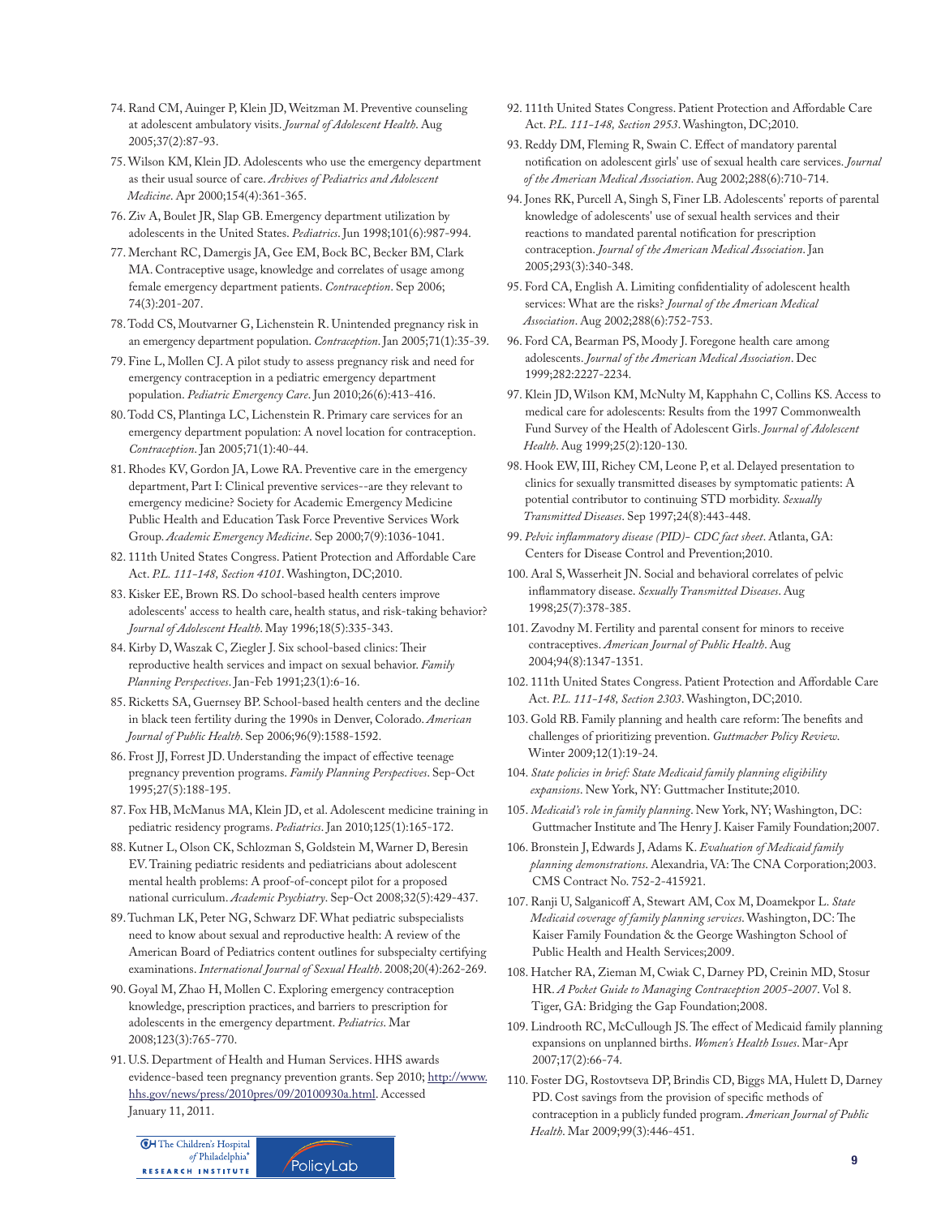74. Rand CM, Auinger P, Klein JD, Weitzman M. Preventive counseling at adolescent ambulatory visits. *Journal of Adolescent Health*. Aug 2005;37(2):87-93.

75. Wilson KM, Klein JD. Adolescents who use the emergency department as their usual source of care. *Archives of Pediatrics and Adolescent Medicine*. Apr 2000;154(4):361-365.

76. Ziv A, Boulet JR, Slap GB. Emergency department utilization by adolescents in the United States. *Pediatrics*. Jun 1998;101(6):987-994.

77. Merchant RC, Damergis JA, Gee EM, Bock BC, Becker BM, Clark MA. Contraceptive usage, knowledge and correlates of usage among female emergency department patients. *Contraception*. Sep 2006; 74(3):201-207.

78. Todd CS, Moutvarner G, Lichenstein R. Unintended pregnancy risk in an emergency department population. *Contraception*. Jan 2005;71(1):35-39.

79. Fine L, Mollen CJ. A pilot study to assess pregnancy risk and need for emergency contraception in a pediatric emergency department population. *Pediatric Emergency Care*. Jun 2010;26(6):413-416.

80. Todd CS, Plantinga LC, Lichenstein R. Primary care services for an emergency department population: A novel location for contraception. *Contraception*. Jan 2005;71(1):40-44.

81. Rhodes KV, Gordon JA, Lowe RA. Preventive care in the emergency department, Part I: Clinical preventive services--are they relevant to emergency medicine? Society for Academic Emergency Medicine Public Health and Education Task Force Preventive Services Work Group. *Academic Emergency Medicine*. Sep 2000;7(9):1036-1041.

82. 111th United States Congress. Patient Protection and Affordable Care Act. *P.L. 111-148, Section 4101*. Washington, DC;2010.

83. Kisker EE, Brown RS. Do school-based health centers improve adolescents' access to health care, health status, and risk-taking behavior? *Journal of Adolescent Health*. May 1996;18(5):335-343.

84. Kirby D, Waszak C, Ziegler J. Six school-based clinics: Their reproductive health services and impact on sexual behavior. *Family Planning Perspectives*. Jan-Feb 1991;23(1):6-16.

85. Ricketts SA, Guernsey BP. School-based health centers and the decline in black teen fertility during the 1990s in Denver, Colorado. *American Journal of Public Health*. Sep 2006;96(9):1588-1592.

86. Frost JJ, Forrest JD. Understanding the impact of effective teenage pregnancy prevention programs. *Family Planning Perspectives*. Sep-Oct 1995;27(5):188-195.

87. Fox HB, McManus MA, Klein JD, et al. Adolescent medicine training in pediatric residency programs. *Pediatrics*. Jan 2010;125(1):165-172.

88. Kutner L, Olson CK, Schlozman S, Goldstein M, Warner D, Beresin EV. Training pediatric residents and pediatricians about adolescent mental health problems: A proof-of-concept pilot for a proposed national curriculum. *Academic Psychiatry*. Sep-Oct 2008;32(5):429-437.

89. Tuchman LK, Peter NG, Schwarz DF. What pediatric subspecialists need to know about sexual and reproductive health: A review of the American Board of Pediatrics content outlines for subspecialty certifying examinations. *International Journal of Sexual Health*. 2008;20(4):262-269.

90. Goyal M, Zhao H, Mollen C. Exploring emergency contraception knowledge, prescription practices, and barriers to prescription for adolescents in the emergency department. *Pediatrics*. Mar 2008;123(3):765-770.

91. U.S. Department of Health and Human Services. HHS awards evidence-based teen pregnancy prevention grants. Sep 2010; http://www.hhs.gov/news/press/2010pres/09/20100930a.html. Accessed January 11, 2011.

92. 111th United States Congress. Patient Protection and Affordable Care Act. *P.L. 111-148, Section 2953*. Washington, DC;2010.

93. Reddy DM, Fleming R, Swain C. Effect of mandatory parental notification on adolescent girls' use of sexual health care services. *Journal of the American Medical Association*. Aug 2002;288(6):710-714.

94. Jones RK, Purcell A, Singh S, Finer LB. Adolescents' reports of parental knowledge of adolescents' use of sexual health services and their reactions to mandated parental notification for prescription contraception. *Journal of the American Medical Association*. Jan 2005;293(3):340-348.

95. Ford CA, English A. Limiting confidentiality of adolescent health services: What are the risks? *Journal of the American Medical Association*. Aug 2002;288(6):752-753.

96. Ford CA, Bearman PS, Moody J. Foregone health care among adolescents. *Journal of the American Medical Association*. Dec 1999;282:2227-2234.

97. Klein JD, Wilson KM, McNulty M, Kapphahn C, Collins KS. Access to medical care for adolescents: Results from the 1997 Commonwealth Fund Survey of the Health of Adolescent Girls. *Journal of Adolescent Health*. Aug 1999;25(2):120-130.

98. Hook EW, III, Richey CM, Leone P, et al. Delayed presentation to clinics for sexually transmitted diseases by symptomatic patients: A potential contributor to continuing STD morbidity. *Sexually Transmitted Diseases*. Sep 1997;24(8):443-448.

99. *Pelvic inflammatory disease (PID)- CDC fact sheet*. Atlanta, GA: Centers for Disease Control and Prevention;2010.

100. Aral S, Wasserheit JN. Social and behavioral correlates of pelvic inflammatory disease. *Sexually Transmitted Diseases*. Aug 1998;25(7):378-385.

101. Zavodny M. Fertility and parental consent for minors to receive contraceptives. *American Journal of Public Health*. Aug 2004;94(8):1347-1351.

102. 111th United States Congress. Patient Protection and Affordable Care Act. *P.L. 111-148, Section 2303*. Washington, DC;2010.

103. Gold RB. Family planning and health care reform: The benefits and challenges of prioritizing prevention. *Guttmacher Policy Review*. Winter 2009;12(1):19-24.

104. *State policies in brief: State Medicaid family planning eligibility expansions*. New York, NY: Guttmacher Institute;2010.

105. *Medicaid's role in family planning*. New York, NY; Washington, DC: Guttmacher Institute and The Henry J. Kaiser Family Foundation;2007.

106. Bronstein J, Edwards J, Adams K. *Evaluation of Medicaid family planning demonstrations*. Alexandria, VA: The CNA Corporation;2003. CMS Contract No. 752-2-415921.

107. Ranji U, Salganicoff A, Stewart AM, Cox M, Doamekpor L. *State Medicaid coverage of family planning services*. Washington, DC: The Kaiser Family Foundation & the George Washington School of Public Health and Health Services;2009.

108. Hatcher RA, Zieman M, Cwiak C, Darney PD, Creinin MD, Stosur HR. *A Pocket Guide to Managing Contraception 2005-2007*. Vol 8. Tiger, GA: Bridging the Gap Foundation;2008.

109. Lindrooth RC, McCullough JS. The effect of Medicaid family planning expansions on unplanned births. *Women's Health Issues*. Mar-Apr 2007;17(2):66-74.

110. Foster DG, Rostovtseva DP, Brindis CD, Biggs MA, Hulett D, Darney PD. Cost savings from the provision of specific methods of contraception in a publicly funded program. *American Journal of Public Health*. Mar 2009;99(3):446-451.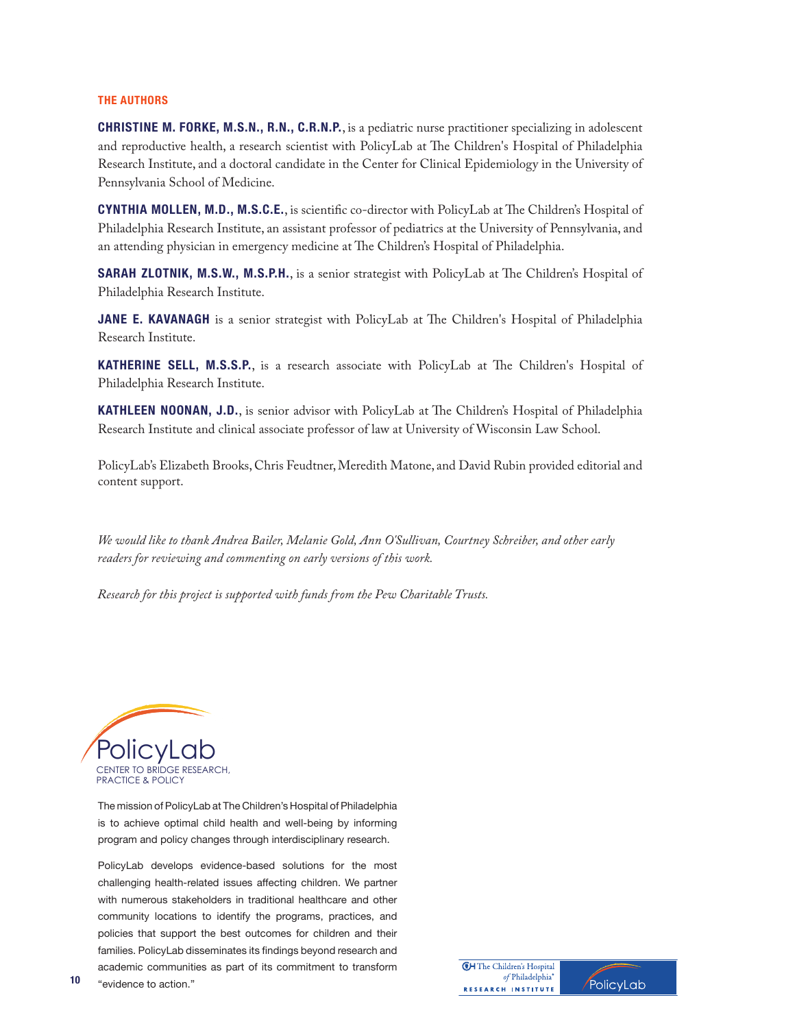## THE AUTHORS

**CHRISTINE M. FORKE, M.S.N., R.N., C.R.N.P.**, is a pediatric nurse practitioner specializing in adolescent and reproductive health, a research scientist with PolicyLab at The Children's Hospital of Philadelphia Research Institute, and a doctoral candidate in the Center for Clinical Epidemiology in the University of Pennsylvania School of Medicine.

**CYNTHIA MOLLEN, M.D., M.S.C.E.**, is scientific co-director with PolicyLab at The Children's Hospital of Philadelphia Research Institute, an assistant professor of pediatrics at the University of Pennsylvania, and an attending physician in emergency medicine at The Children's Hospital of Philadelphia.

**SARAH ZLOTNIK, M.S.W., M.S.P.H.**, is a senior strategist with PolicyLab at The Children's Hospital of Philadelphia Research Institute.

**JANE E. KAVANAGH** is a senior strategist with PolicyLab at The Children's Hospital of Philadelphia Research Institute.

**KATHERINE SELL, M.S.S.P.**, is a research associate with PolicyLab at The Children's Hospital of Philadelphia Research Institute.

**KATHLEEN NOONAN, J.D.**, is senior advisor with PolicyLab at The Children's Hospital of Philadelphia Research Institute and clinical associate professor of law at University of Wisconsin Law School.

PolicyLab's Elizabeth Brooks, Chris Feudtner, Meredith Matone, and David Rubin provided editorial and content support.

*We would like to thank Andrea Bailer, Melanie Gold, Ann O'Sullivan, Courtney Schreiber, and other early readers for reviewing and commenting on early versions of this work.*

*Research for this project is supported with funds from the Pew Charitable Trusts.*

PolicyLab
CENTER TO BRIDGE RESEARCH, PRACTICE & POLICY

The mission of PolicyLab at The Children's Hospital of Philadelphia is to achieve optimal child health and well-being by informing program and policy changes through interdisciplinary research.

PolicyLab develops evidence-based solutions for the most challenging health-related issues affecting children. We partner with numerous stakeholders in traditional healthcare and other community locations to identify the programs, practices, and policies that support the best outcomes for children and their families. PolicyLab disseminates its findings beyond research and academic communities as part of its commitment to transform "evidence to action."

The Children's Hospital of Philadelphia
RESEARCH INSTITUTE

PolicyLab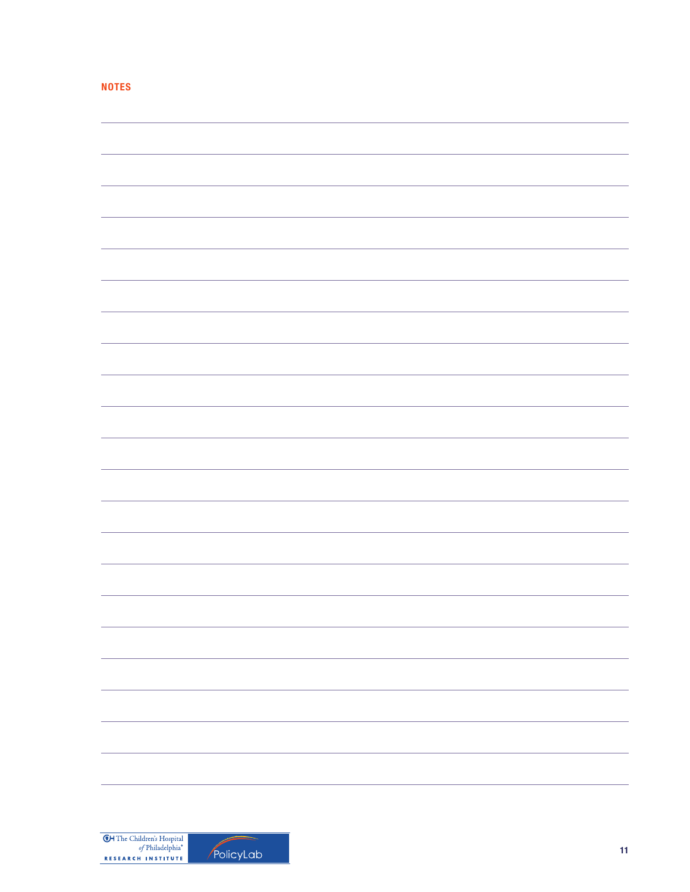## NOTES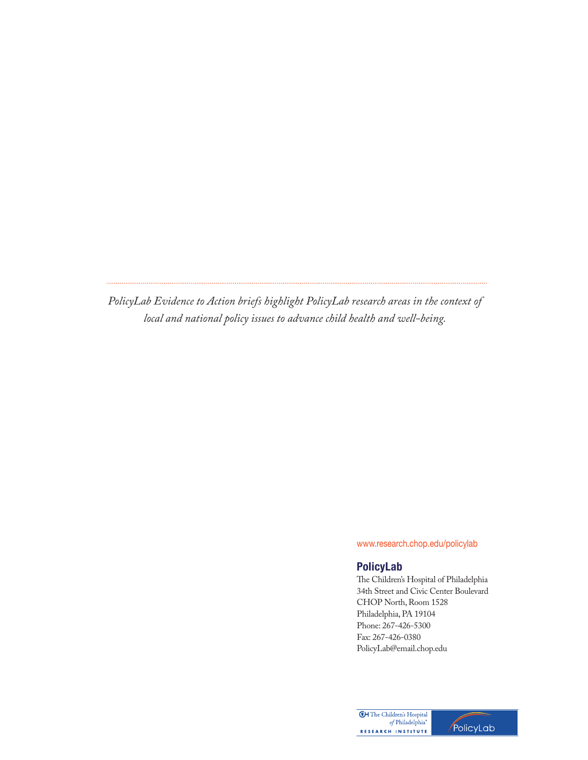*PolicyLab Evidence to Action briefs highlight PolicyLab research areas in the context of local and national policy issues to advance child health and well-being.*

www.research.chop.edu/policylab

**PolicyLab**

The Children's Hospital of Philadelphia
34th Street and Civic Center Boulevard
CHOP North, Room 1528
Philadelphia, PA 19104
Phone: 267-426-5300
Fax: 267-426-0380
PolicyLab@email.chop.edu

The Children's Hospital of Philadelphia® RESEARCH INSTITUTE

PolicyLab